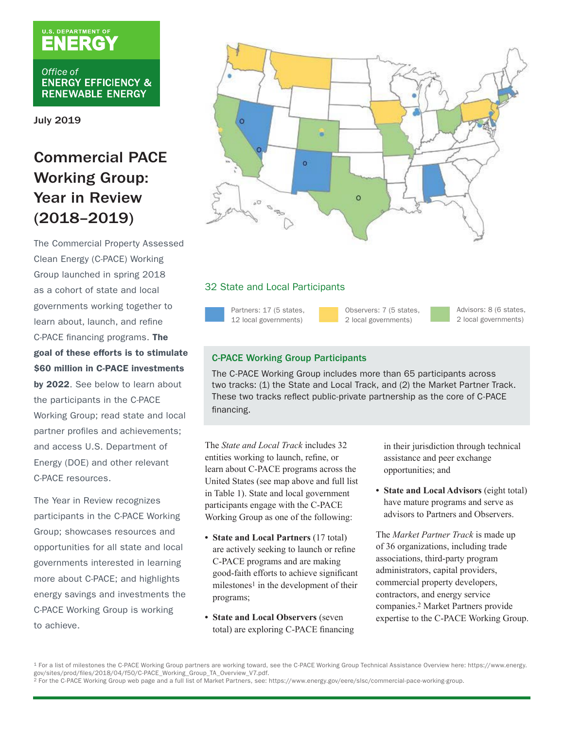U.S. DEPARTMENT OF ENERGY

Office of ENERGY EFFICIENCY & RENEWABLE ENERGY

July 2019

# Commercial PACE Working Group: Year in Review (2018–2019)

The Commercial Property Assessed Clean Energy (C-PACE) Working Group launched in spring 2018 as a cohort of state and local governments working together to learn about, launch, and refine C-PACE financing programs. **The goal of these efforts is to stimulate $60 million in C-PACE investments by 2022**. See below to learn about the participants in the C-PACE Working Group; read state and local partner profiles and achievements; and access U.S. Department of Energy (DOE) and other relevant C-PACE resources.

The Year in Review recognizes participants in the C-PACE Working Group; showcases resources and opportunities for all state and local governments interested in learning more about C-PACE; and highlights energy savings and investments the C-PACE Working Group is working to achieve.

## 32 State and Local Participants

- Partners: 17 (5 states, 12 local governments)
- Observers: 7 (5 states, 2 local governments)
- Advisors: 8 (6 states, 2 local governments)

### C-PACE Working Group Participants

The C-PACE Working Group includes more than 65 participants across two tracks: (1) the State and Local Track, and (2) the Market Partner Track. These two tracks reflect public-private partnership as the core of C-PACE financing.

The *State and Local Track* includes 32 entities working to launch, refine, or learn about C-PACE programs across the United States (see map above and full list in Table 1). State and local government participants engage with the C-PACE Working Group as one of the following:

- **State and Local Partners** (17 total) are actively seeking to launch or refine C-PACE programs and are making good-faith efforts to achieve significant milestones[1] in the development of their programs;
- **State and Local Observers** (seven total) are exploring C-PACE financing in their jurisdiction through technical assistance and peer exchange opportunities; and
- **State and Local Advisors** (eight total) have mature programs and serve as advisors to Partners and Observers.

The *Market Partner Track* is made up of 36 organizations, including trade associations, third-party program administrators, capital providers, commercial property developers, contractors, and energy service companies.[2] Market Partners provide expertise to the C-PACE Working Group.

[1] For a list of milestones the C-PACE Working Group partners are working toward, see the C-PACE Working Group Technical Assistance Overview here: https://www.energy.gov/sites/prod/files/2018/04/f50/C-PACE_Working_Group_TA_Overview_V7.pdf.

[2] For the C-PACE Working Group web page and a full list of Market Partners, see: https://www.energy.gov/eere/slsc/commercial-pace-working-group.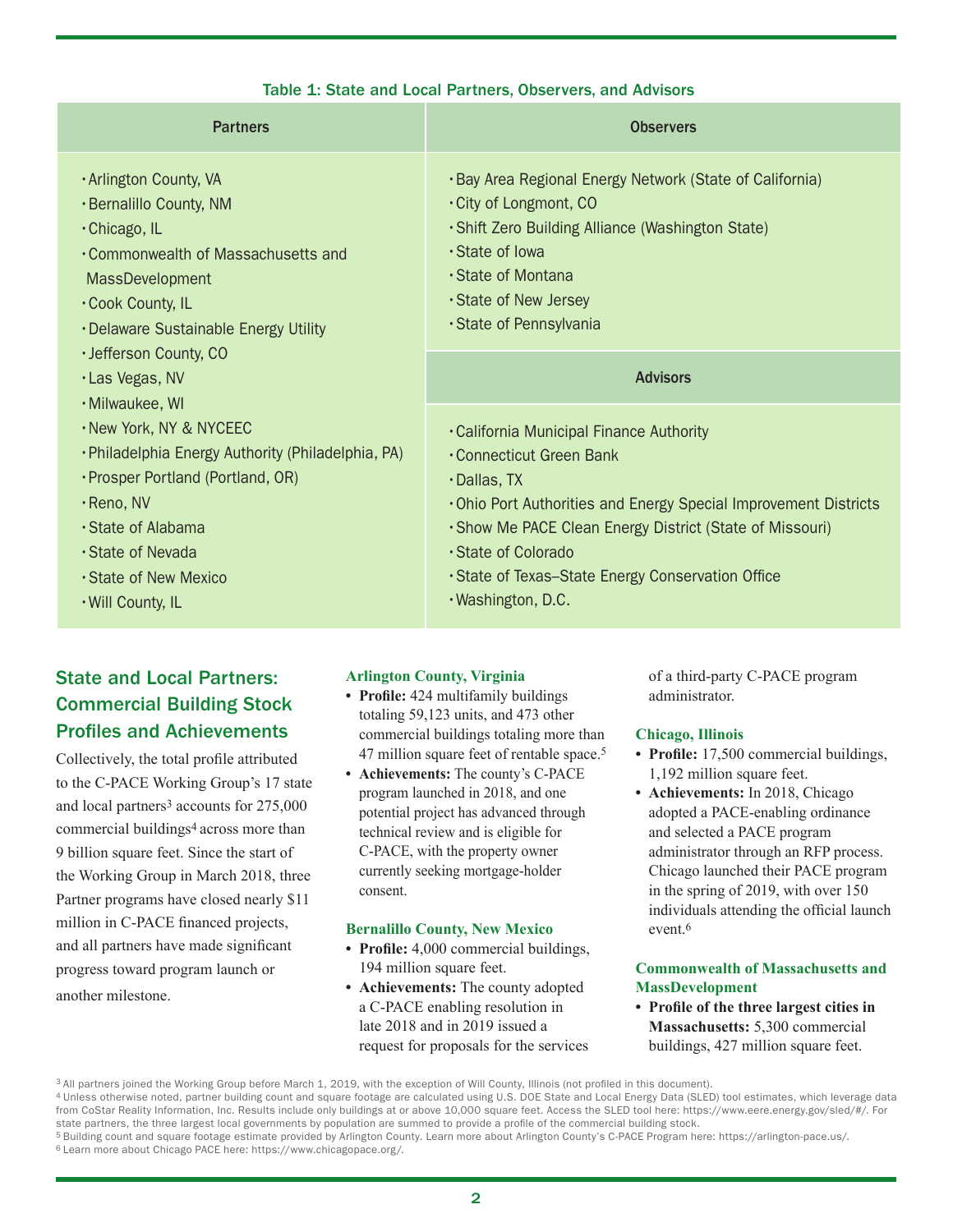**Table 1: State and Local Partners, Observers, and Advisors**

| Partners | Observers |
|---|---|
| • Arlington County, VA<br>• Bernalillo County, NM<br>• Chicago, IL<br>• Commonwealth of Massachusetts and MassDevelopment<br>• Cook County, IL<br>• Delaware Sustainable Energy Utility<br>• Jefferson County, CO<br>• Las Vegas, NV<br>• Milwaukee, WI<br>• New York, NY & NYCEEC<br>• Philadelphia Energy Authority (Philadelphia, PA)<br>• Prosper Portland (Portland, OR)<br>• Reno, NV<br>• State of Alabama<br>• State of Nevada<br>• State of New Mexico<br>• Will County, IL | • Bay Area Regional Energy Network (State of California)<br>• City of Longmont, CO<br>• Shift Zero Building Alliance (Washington State)<br>• State of Iowa<br>• State of Montana<br>• State of New Jersey<br>• State of Pennsylvania<br><br>**Advisors**<br><br>• California Municipal Finance Authority<br>• Connecticut Green Bank<br>• Dallas, TX<br>• Ohio Port Authorities and Energy Special Improvement Districts<br>• Show Me PACE Clean Energy District (State of Missouri)<br>• State of Colorado<br>• State of Texas–State Energy Conservation Office<br>• Washington, D.C. |

## State and Local Partners: Commercial Building Stock Profiles and Achievements

Collectively, the total profile attributed to the C-PACE Working Group's 17 state and local partners[3] accounts for 275,000 commercial buildings[4] across more than 9 billion square feet. Since the start of the Working Group in March 2018, three Partner programs have closed nearly $11 million in C-PACE financed projects, and all partners have made significant progress toward program launch or another milestone.

### Arlington County, Virginia

- **Profile:** 424 multifamily buildings totaling 59,123 units, and 473 other commercial buildings totaling more than 47 million square feet of rentable space.[5]
- **Achievements:** The county's C-PACE program launched in 2018, and one potential project has advanced through technical review and is eligible for C-PACE, with the property owner currently seeking mortgage-holder consent.

### Bernalillo County, New Mexico

- **Profile:** 4,000 commercial buildings, 194 million square feet.
- **Achievements:** The county adopted a C-PACE enabling resolution in late 2018 and in 2019 issued a request for proposals for the services of a third-party C-PACE program administrator.

### Chicago, Illinois

- **Profile:** 17,500 commercial buildings, 1,192 million square feet.
- **Achievements:** In 2018, Chicago adopted a PACE-enabling ordinance and selected a PACE program administrator through an RFP process. Chicago launched their PACE program in the spring of 2019, with over 150 individuals attending the official launch event.[6]

### Commonwealth of Massachusetts and MassDevelopment

- **Profile of the three largest cities in Massachusetts:** 5,300 commercial buildings, 427 million square feet.

[3] All partners joined the Working Group before March 1, 2019, with the exception of Will County, Illinois (not profiled in this document).

[4] Unless otherwise noted, partner building count and square footage are calculated using U.S. DOE State and Local Energy Data (SLED) tool estimates, which leverage data from CoStar Reality Information, Inc. Results include only buildings at or above 10,000 square feet. Access the SLED tool here: https://www.eere.energy.gov/sled/#/. For state partners, the three largest local governments by population are summed to provide a profile of the commercial building stock.

[5] Building count and square footage estimate provided by Arlington County. Learn more about Arlington County's C-PACE Program here: https://arlington-pace.us/.

[6] Learn more about Chicago PACE here: https://www.chicagopace.org/.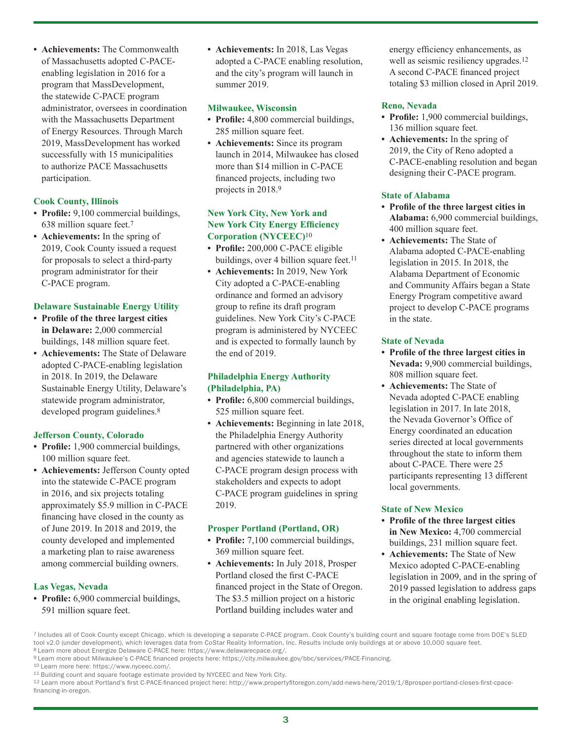- **Achievements:** The Commonwealth of Massachusetts adopted C-PACE-enabling legislation in 2016 for a program that MassDevelopment, the statewide C-PACE program administrator, oversees in coordination with the Massachusetts Department of Energy Resources. Through March 2019, MassDevelopment has worked successfully with 15 municipalities to authorize PACE Massachusetts participation.

### Cook County, Illinois

- **Profile:** 9,100 commercial buildings, 638 million square feet.[7]
- **Achievements:** In the spring of 2019, Cook County issued a request for proposals to select a third-party program administrator for their C-PACE program.

### Delaware Sustainable Energy Utility

- **Profile of the three largest cities in Delaware:** 2,000 commercial buildings, 148 million square feet.
- **Achievements:** The State of Delaware adopted C-PACE-enabling legislation in 2018. In 2019, the Delaware Sustainable Energy Utility, Delaware's statewide program administrator, developed program guidelines.[8]

### Jefferson County, Colorado

- **Profile:** 1,900 commercial buildings, 100 million square feet.
- **Achievements:** Jefferson County opted into the statewide C-PACE program in 2016, and six projects totaling approximately $5.9 million in C-PACE financing have closed in the county as of June 2019. In 2018 and 2019, the county developed and implemented a marketing plan to raise awareness among commercial building owners.

### Las Vegas, Nevada

- **Profile:** 6,900 commercial buildings, 591 million square feet.
- **Achievements:** In 2018, Las Vegas adopted a C-PACE enabling resolution, and the city's program will launch in summer 2019.

### Milwaukee, Wisconsin

- **Profile:** 4,800 commercial buildings, 285 million square feet.
- **Achievements:** Since its program launch in 2014, Milwaukee has closed more than $14 million in C-PACE financed projects, including two projects in 2018.[9]

### New York City, New York and New York City Energy Efficiency Corporation (NYCEEC)[10]

- **Profile:** 200,000 C-PACE eligible buildings, over 4 billion square feet.[11]
- **Achievements:** In 2019, New York City adopted a C-PACE-enabling ordinance and formed an advisory group to refine its draft program guidelines. New York City's C-PACE program is administered by NYCEEC and is expected to formally launch by the end of 2019.

### Philadelphia Energy Authority (Philadelphia, PA)

- **Profile:** 6,800 commercial buildings, 525 million square feet.
- **Achievements:** Beginning in late 2018, the Philadelphia Energy Authority partnered with other organizations and agencies statewide to launch a C-PACE program design process with stakeholders and expects to adopt C-PACE program guidelines in spring 2019.

### Prosper Portland (Portland, OR)

- **Profile:** 7,100 commercial buildings, 369 million square feet.
- **Achievements:** In July 2018, Prosper Portland closed the first C-PACE financed project in the State of Oregon. The $3.5 million project on a historic Portland building includes water and energy efficiency enhancements, as well as seismic resiliency upgrades.[12] A second C-PACE financed project totaling $3 million closed in April 2019.

### Reno, Nevada

- **Profile:** 1,900 commercial buildings, 136 million square feet.
- **Achievements:** In the spring of 2019, the City of Reno adopted a C-PACE-enabling resolution and began designing their C-PACE program.

### State of Alabama

- **Profile of the three largest cities in Alabama:** 6,900 commercial buildings, 400 million square feet.
- **Achievements:** The State of Alabama adopted C-PACE-enabling legislation in 2015. In 2018, the Alabama Department of Economic and Community Affairs began a State Energy Program competitive award project to develop C-PACE programs in the state.

### State of Nevada

- **Profile of the three largest cities in Nevada:** 9,900 commercial buildings, 808 million square feet.
- **Achievements:** The State of Nevada adopted C-PACE enabling legislation in 2017. In late 2018, the Nevada Governor's Office of Energy coordinated an education series directed at local governments throughout the state to inform them about C-PACE. There were 25 participants representing 13 different local governments.

### State of New Mexico

- **Profile of the three largest cities in New Mexico:** 4,700 commercial buildings, 231 million square feet.
- **Achievements:** The State of New Mexico adopted C-PACE-enabling legislation in 2009, and in the spring of 2019 passed legislation to address gaps in the original enabling legislation.

---

[7] Includes all of Cook County except Chicago, which is developing a separate C-PACE program. Cook County's building count and square footage come from DOE's SLED tool v2.0 (under development), which leverages data from CoStar Reality Information, Inc. Results include only buildings at or above 10,000 square feet.

[8] Learn more about Energize Delaware C-PACE here: https://www.delawarecpace.org/.

[9] Learn more about Milwaukee's C-PACE financed projects here: https://city.milwaukee.gov/bbc/services/PACE-Financing.

[10] Learn more here: https://www.nyceec.com/.

[11] Building count and square footage estimate provided by NYCEEC and New York City.

[12] Learn more about Portland's first C-PACE-financed project here: http://www.propertyfitoregon.com/add-news-here/2019/1/8prosper-portland-closes-first-cpace-financing-in-oregon.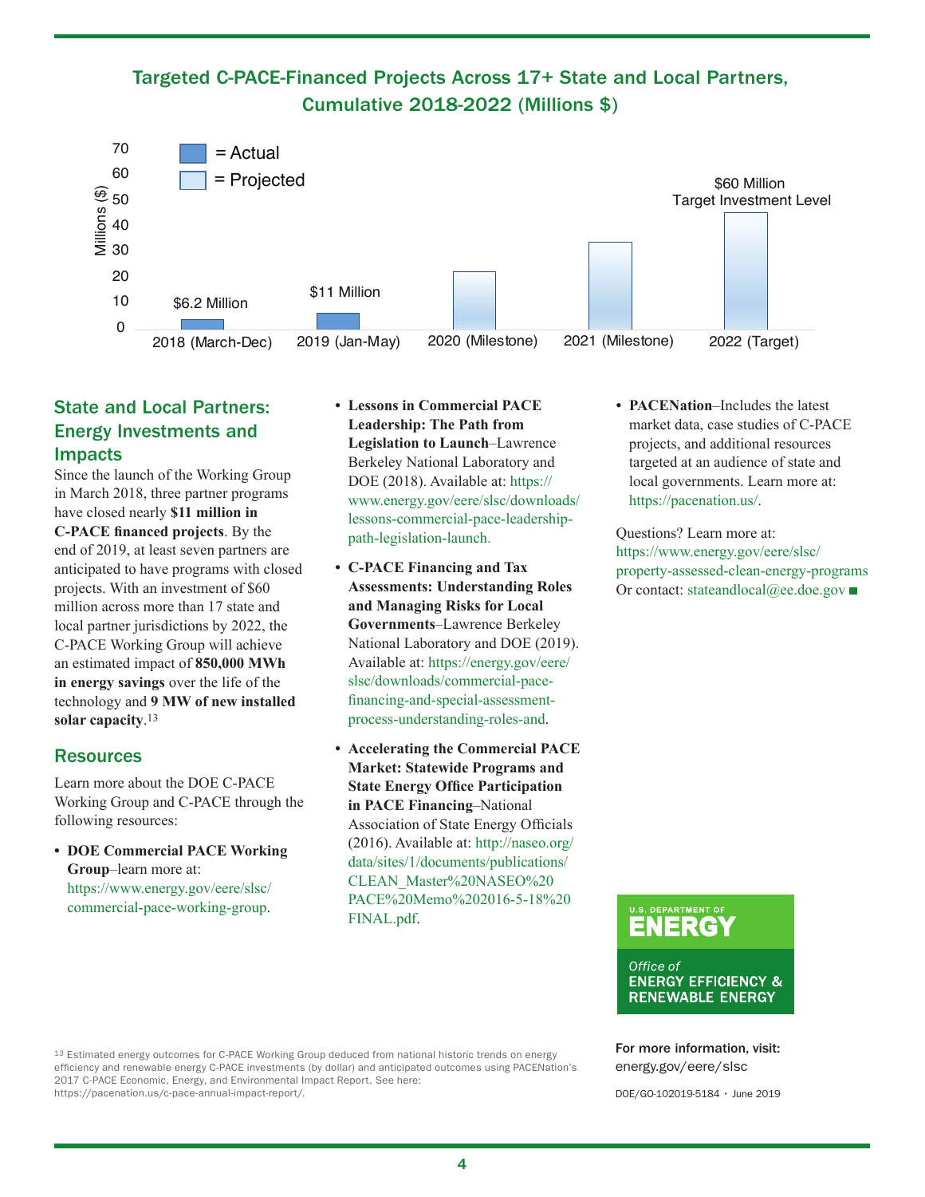## Targeted C-PACE-Financed Projects Across 17+ State and Local Partners, Cumulative 2018-2022 (Millions $)

= Actual
= Projected

Millions ($)

70
60
50
40
30
20
10
0

$6.2 Million
$11 Million
$60 Million
Target Investment Level

2018 (March-Dec)
2019 (Jan-May)
2020 (Milestone)
2021 (Milestone)
2022 (Target)

## State and Local Partners: Energy Investments and Impacts

Since the launch of the Working Group in March 2018, three partner programs have closed nearly **$11 million in C-PACE financed projects**. By the end of 2019, at least seven partners are anticipated to have programs with closed projects. With an investment of $60 million across more than 17 state and local partner jurisdictions by 2022, the C-PACE Working Group will achieve an estimated impact of **850,000 MWh in energy savings** over the life of the technology and **9 MW of new installed solar capacity**.[13]

## Resources

Learn more about the DOE C-PACE Working Group and C-PACE through the following resources:

- **DOE Commercial PACE Working Group**–learn more at: https://www.energy.gov/eere/slsc/commercial-pace-working-group.
- **Lessons in Commercial PACE Leadership: The Path from Legislation to Launch**–Lawrence Berkeley National Laboratory and DOE (2018). Available at: https://www.energy.gov/eere/slsc/downloads/lessons-commercial-pace-leadership-path-legislation-launch.
- **C-PACE Financing and Tax Assessments: Understanding Roles and Managing Risks for Local Governments**–Lawrence Berkeley National Laboratory and DOE (2019). Available at: https://energy.gov/eere/slsc/downloads/commercial-pace-financing-and-special-assessment-process-understanding-roles-and.
- **Accelerating the Commercial PACE Market: Statewide Programs and State Energy Office Participation in PACE Financing**–National Association of State Energy Officials (2016). Available at: http://naseo.org/data/sites/1/documents/publications/CLEAN_Master%20NASEO%20PACE%20Memo%202016-5-18%20FINAL.pdf.
- **PACENation**–Includes the latest market data, case studies of C-PACE projects, and additional resources targeted at an audience of state and local governments. Learn more at: https://pacenation.us/.

Questions? Learn more at: https://www.energy.gov/eere/slsc/property-assessed-clean-energy-programs
Or contact: stateandlocal@ee.doe.gov ■

U.S. DEPARTMENT OF ENERGY

*Office of* ENERGY EFFICIENCY & RENEWABLE ENERGY

**For more information, visit:**
energy.gov/eere/slsc

DOE/GO-102019-5184 · June 2019

[13] Estimated energy outcomes for C-PACE Working Group deduced from national historic trends on energy efficiency and renewable energy C-PACE investments (by dollar) and anticipated outcomes using PACENation's 2017 C-PACE Economic, Energy, and Environmental Impact Report. See here: https://pacenation.us/c-pace-annual-impact-report/.